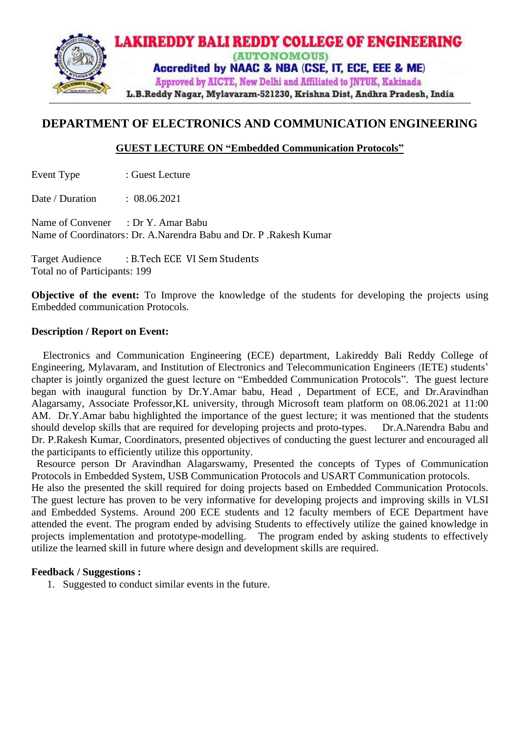# LAKIREDDY BALI REDDY COLLEGE OF ENGINEERING

(AUTONOMOUS)

**Accredited by NAAC & NBA (CSE, IT, ECE, EEE & ME)**

Approved by AICTE, New Delhi and Affiliated to JNTUK, Kakinada

L.B.Reddy Nagar, Mylavaram-521230, Krishna Dist, Andhra Pradesh, India

## DEPARTMENT OF ELECTRONICS AND COMMUNICATION ENGINEERING

### GUEST LECTURE ON "Embedded Communication Protocols"

Event Type : Guest Lecture

Date / Duration : 08.06.2021

Name of Convener : Dr Y. Amar Babu
Name of Coordinators: Dr. A.Narendra Babu and Dr. P .Rakesh Kumar

Target Audience : B.Tech ECE VI Sem Students
Total no of Participants: 199

**Objective of the event:** To Improve the knowledge of the students for developing the projects using Embedded communication Protocols.

**Description / Report on Event:**

Electronics and Communication Engineering (ECE) department, Lakireddy Bali Reddy College of Engineering, Mylavaram, and Institution of Electronics and Telecommunication Engineers (IETE) students' chapter is jointly organized the guest lecture on "Embedded Communication Protocols". The guest lecture began with inaugural function by Dr.Y.Amar babu, Head , Department of ECE, and Dr.Aravindhan Alagarsamy, Associate Professor,KL university, through Microsoft team platform on 08.06.2021 at 11:00 AM. Dr.Y.Amar babu highlighted the importance of the guest lecture; it was mentioned that the students should develop skills that are required for developing projects and proto-types. Dr.A.Narendra Babu and Dr. P.Rakesh Kumar, Coordinators, presented objectives of conducting the guest lecturer and encouraged all the participants to efficiently utilize this opportunity.

Resource person Dr Aravindhan Alagarswamy, Presented the concepts of Types of Communication Protocols in Embedded System, USB Communication Protocols and USART Communication protocols.
He also the presented the skill required for doing projects based on Embedded Communication Protocols. The guest lecture has proven to be very informative for developing projects and improving skills in VLSI and Embedded Systems. Around 200 ECE students and 12 faculty members of ECE Department have attended the event. The program ended by advising Students to effectively utilize the gained knowledge in projects implementation and prototype-modelling. The program ended by asking students to effectively utilize the learned skill in future where design and development skills are required.

**Feedback / Suggestions :**

1. Suggested to conduct similar events in the future.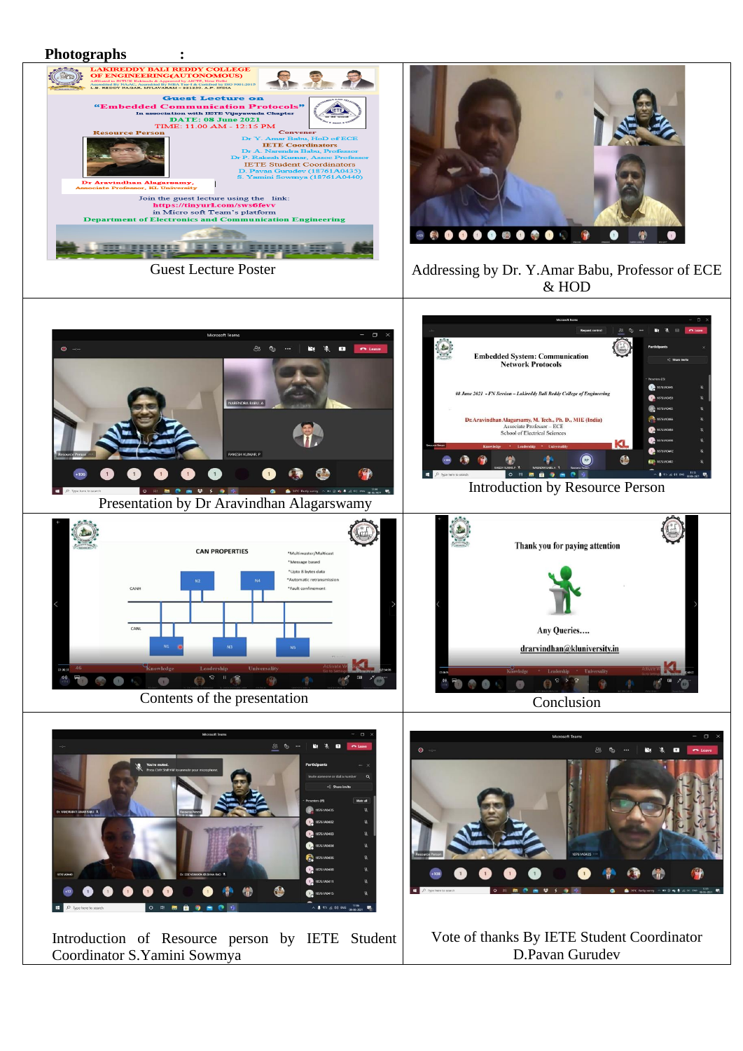**Photographs :**

| | |
|---|---|
| Guest Lecture Poster | Addressing by Dr. Y.Amar Babu, Professor of ECE & HOD |
| Presentation by Dr Aravindhan Alagarswamy | Introduction by Resource Person |
| Contents of the presentation | Conclusion |
| Introduction of Resource person by IETE Student Coordinator S.Yamini Sowmya | Vote of thanks By IETE Student Coordinator D.Pavan Gurudev |